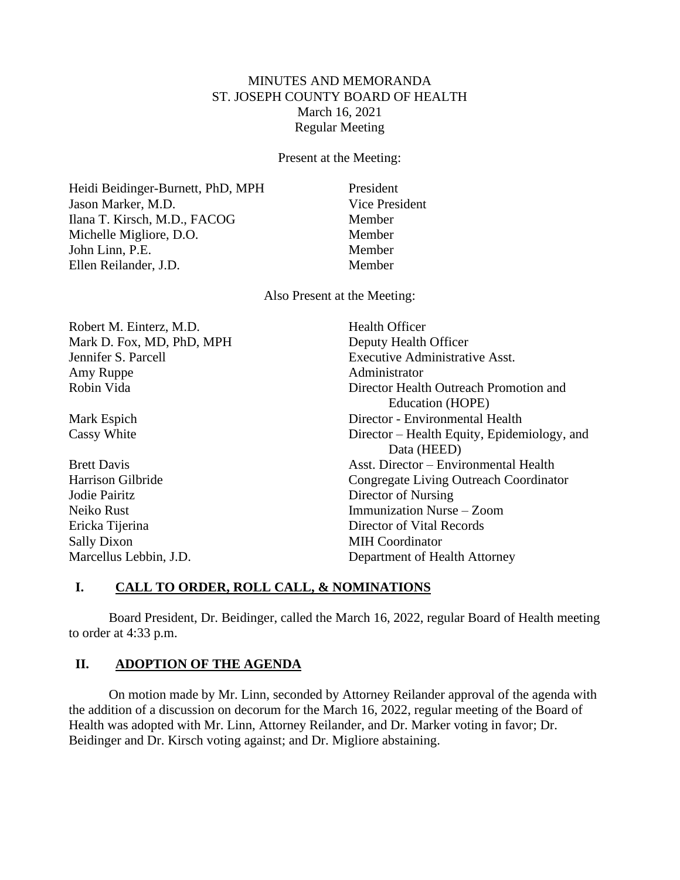MINUTES AND MEMORANDA
ST. JOSEPH COUNTY BOARD OF HEALTH
March 16, 2021
Regular Meeting

Present at the Meeting:

| | |
|---|---|
| Heidi Beidinger-Burnett, PhD, MPH | President |
| Jason Marker, M.D. | Vice President |
| Ilana T. Kirsch, M.D., FACOG | Member |
| Michelle Migliore, D.O. | Member |
| John Linn, P.E. | Member |
| Ellen Reilander, J.D. | Member |

Also Present at the Meeting:

| | |
|---|---|
| Robert M. Einterz, M.D. | Health Officer |
| Mark D. Fox, MD, PhD, MPH | Deputy Health Officer |
| Jennifer S. Parcell | Executive Administrative Asst. |
| Amy Ruppe | Administrator |
| Robin Vida | Director Health Outreach Promotion and Education (HOPE) |
| Mark Espich | Director - Environmental Health |
| Cassy White | Director – Health Equity, Epidemiology, and Data (HEED) |
| Brett Davis | Asst. Director – Environmental Health |
| Harrison Gilbride | Congregate Living Outreach Coordinator |
| Jodie Pairitz | Director of Nursing |
| Neiko Rust | Immunization Nurse – Zoom |
| Ericka Tijerina | Director of Vital Records |
| Sally Dixon | MIH Coordinator |
| Marcellus Lebbin, J.D. | Department of Health Attorney |

## I. CALL TO ORDER, ROLL CALL, & NOMINATIONS

Board President, Dr. Beidinger, called the March 16, 2022, regular Board of Health meeting to order at 4:33 p.m.

## II. ADOPTION OF THE AGENDA

On motion made by Mr. Linn, seconded by Attorney Reilander approval of the agenda with the addition of a discussion on decorum for the March 16, 2022, regular meeting of the Board of Health was adopted with Mr. Linn, Attorney Reilander, and Dr. Marker voting in favor; Dr. Beidinger and Dr. Kirsch voting against; and Dr. Migliore abstaining.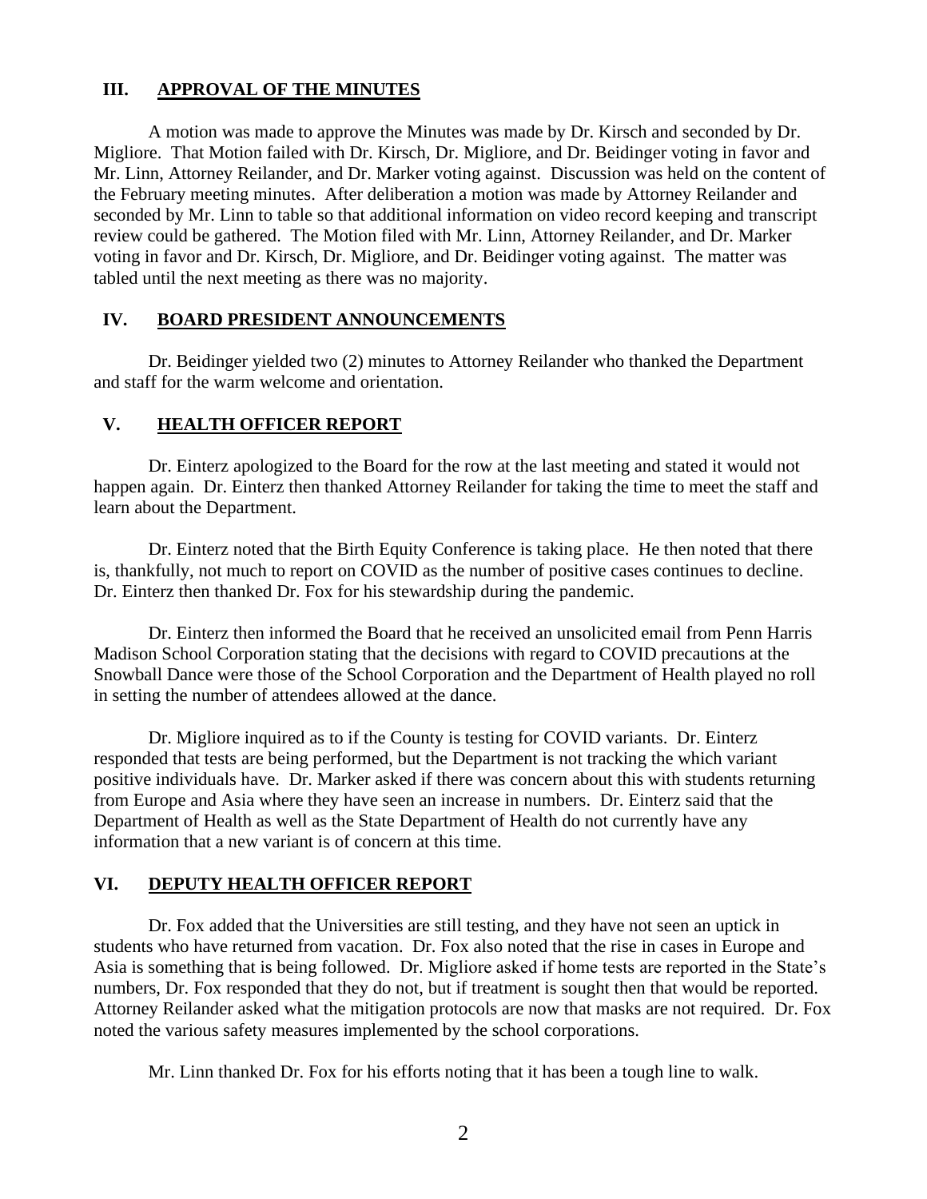## III. APPROVAL OF THE MINUTES

A motion was made to approve the Minutes was made by Dr. Kirsch and seconded by Dr. Migliore. That Motion failed with Dr. Kirsch, Dr. Migliore, and Dr. Beidinger voting in favor and Mr. Linn, Attorney Reilander, and Dr. Marker voting against. Discussion was held on the content of the February meeting minutes. After deliberation a motion was made by Attorney Reilander and seconded by Mr. Linn to table so that additional information on video record keeping and transcript review could be gathered. The Motion filed with Mr. Linn, Attorney Reilander, and Dr. Marker voting in favor and Dr. Kirsch, Dr. Migliore, and Dr. Beidinger voting against. The matter was tabled until the next meeting as there was no majority.

## IV. BOARD PRESIDENT ANNOUNCEMENTS

Dr. Beidinger yielded two (2) minutes to Attorney Reilander who thanked the Department and staff for the warm welcome and orientation.

## V. HEALTH OFFICER REPORT

Dr. Einterz apologized to the Board for the row at the last meeting and stated it would not happen again. Dr. Einterz then thanked Attorney Reilander for taking the time to meet the staff and learn about the Department.

Dr. Einterz noted that the Birth Equity Conference is taking place. He then noted that there is, thankfully, not much to report on COVID as the number of positive cases continues to decline. Dr. Einterz then thanked Dr. Fox for his stewardship during the pandemic.

Dr. Einterz then informed the Board that he received an unsolicited email from Penn Harris Madison School Corporation stating that the decisions with regard to COVID precautions at the Snowball Dance were those of the School Corporation and the Department of Health played no roll in setting the number of attendees allowed at the dance.

Dr. Migliore inquired as to if the County is testing for COVID variants. Dr. Einterz responded that tests are being performed, but the Department is not tracking the which variant positive individuals have. Dr. Marker asked if there was concern about this with students returning from Europe and Asia where they have seen an increase in numbers. Dr. Einterz said that the Department of Health as well as the State Department of Health do not currently have any information that a new variant is of concern at this time.

## VI. DEPUTY HEALTH OFFICER REPORT

Dr. Fox added that the Universities are still testing, and they have not seen an uptick in students who have returned from vacation. Dr. Fox also noted that the rise in cases in Europe and Asia is something that is being followed. Dr. Migliore asked if home tests are reported in the State's numbers, Dr. Fox responded that they do not, but if treatment is sought then that would be reported. Attorney Reilander asked what the mitigation protocols are now that masks are not required. Dr. Fox noted the various safety measures implemented by the school corporations.

Mr. Linn thanked Dr. Fox for his efforts noting that it has been a tough line to walk.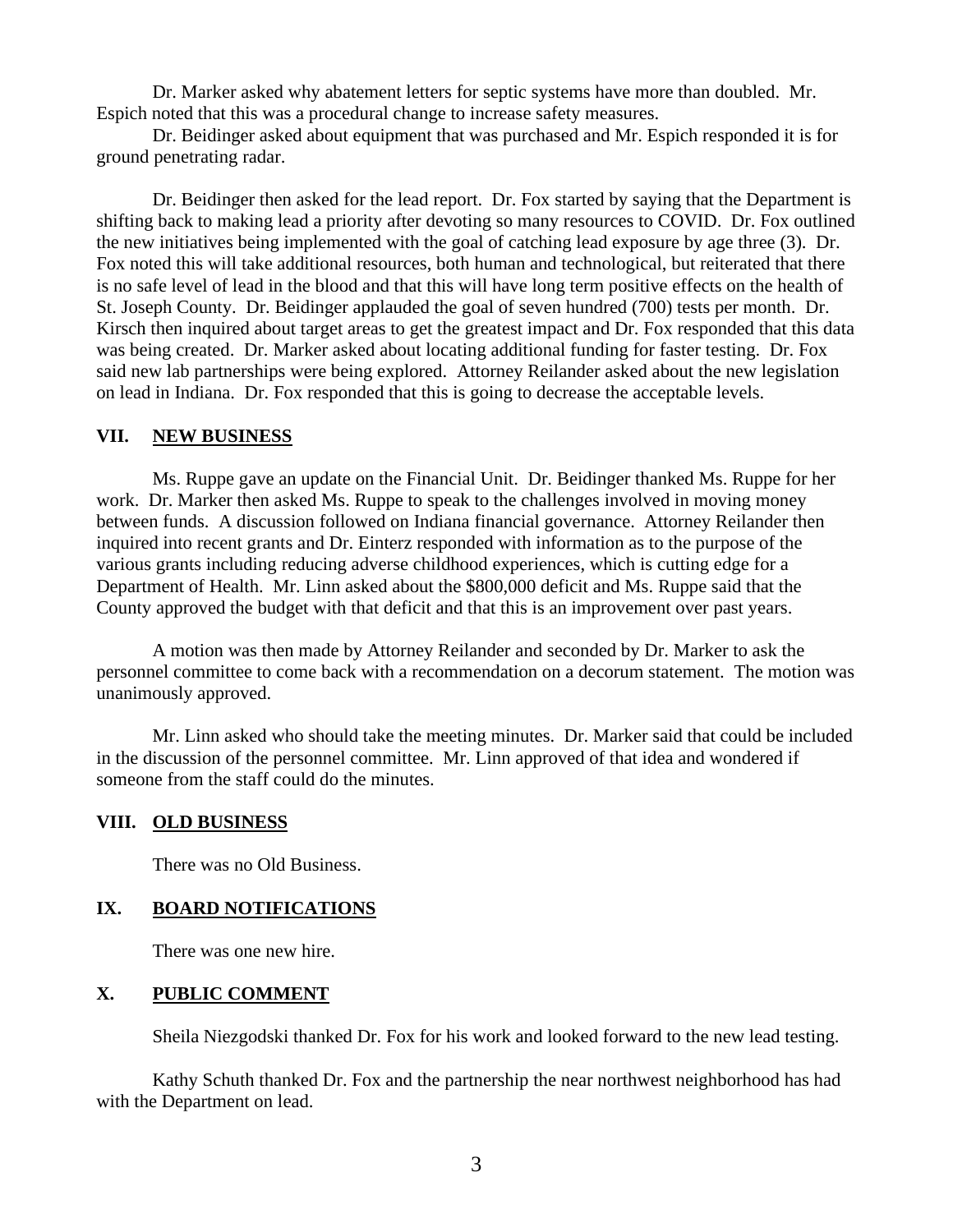Dr. Marker asked why abatement letters for septic systems have more than doubled. Mr. Espich noted that this was a procedural change to increase safety measures.

Dr. Beidinger asked about equipment that was purchased and Mr. Espich responded it is for ground penetrating radar.

Dr. Beidinger then asked for the lead report. Dr. Fox started by saying that the Department is shifting back to making lead a priority after devoting so many resources to COVID. Dr. Fox outlined the new initiatives being implemented with the goal of catching lead exposure by age three (3). Dr. Fox noted this will take additional resources, both human and technological, but reiterated that there is no safe level of lead in the blood and that this will have long term positive effects on the health of St. Joseph County. Dr. Beidinger applauded the goal of seven hundred (700) tests per month. Dr. Kirsch then inquired about target areas to get the greatest impact and Dr. Fox responded that this data was being created. Dr. Marker asked about locating additional funding for faster testing. Dr. Fox said new lab partnerships were being explored. Attorney Reilander asked about the new legislation on lead in Indiana. Dr. Fox responded that this is going to decrease the acceptable levels.

## VII. NEW BUSINESS

Ms. Ruppe gave an update on the Financial Unit. Dr. Beidinger thanked Ms. Ruppe for her work. Dr. Marker then asked Ms. Ruppe to speak to the challenges involved in moving money between funds. A discussion followed on Indiana financial governance. Attorney Reilander then inquired into recent grants and Dr. Einterz responded with information as to the purpose of the various grants including reducing adverse childhood experiences, which is cutting edge for a Department of Health. Mr. Linn asked about the $800,000 deficit and Ms. Ruppe said that the County approved the budget with that deficit and that this is an improvement over past years.

A motion was then made by Attorney Reilander and seconded by Dr. Marker to ask the personnel committee to come back with a recommendation on a decorum statement. The motion was unanimously approved.

Mr. Linn asked who should take the meeting minutes. Dr. Marker said that could be included in the discussion of the personnel committee. Mr. Linn approved of that idea and wondered if someone from the staff could do the minutes.

## VIII. OLD BUSINESS

There was no Old Business.

## IX. BOARD NOTIFICATIONS

There was one new hire.

## X. PUBLIC COMMENT

Sheila Niezgodski thanked Dr. Fox for his work and looked forward to the new lead testing.

Kathy Schuth thanked Dr. Fox and the partnership the near northwest neighborhood has had with the Department on lead.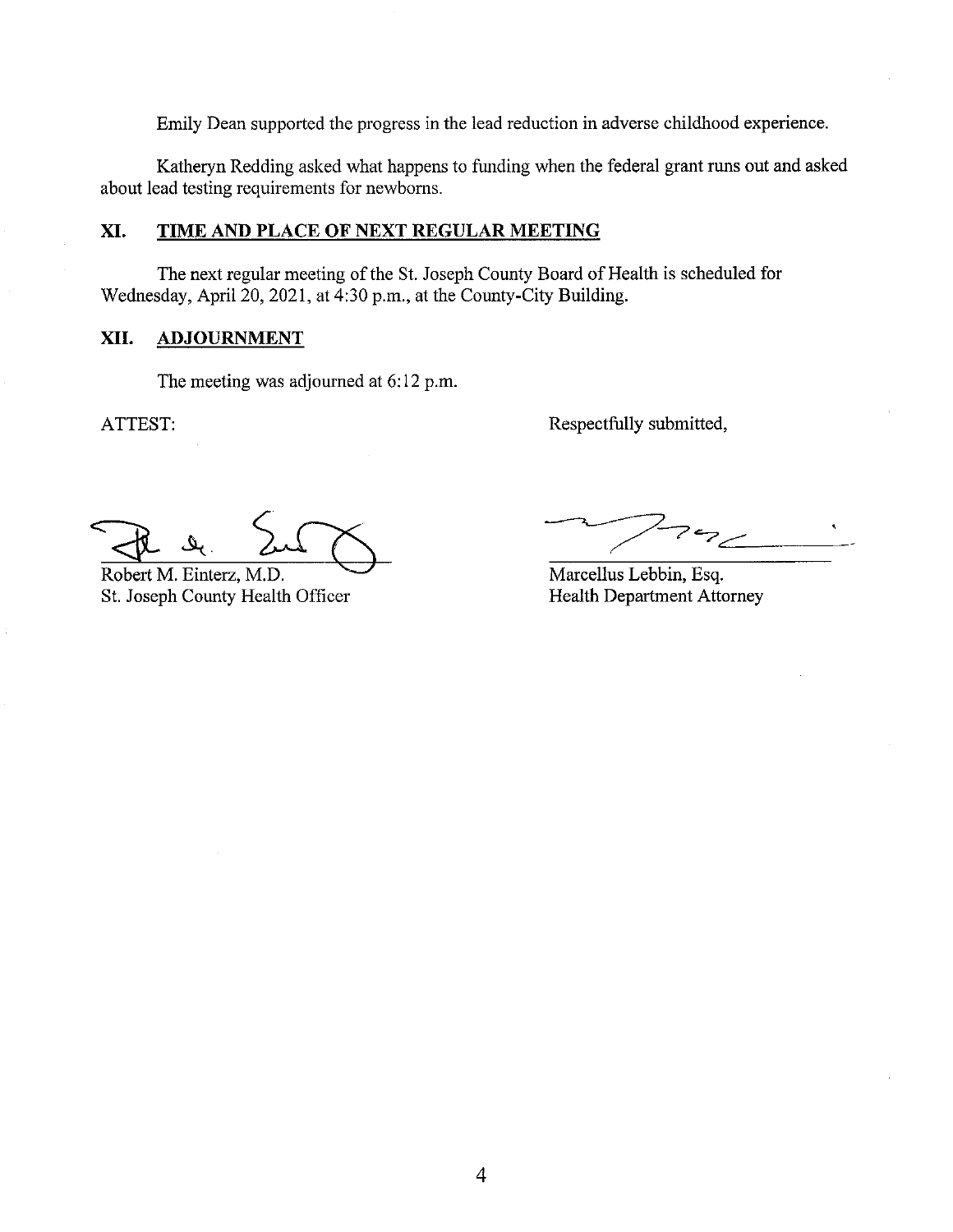Emily Dean supported the progress in the lead reduction in adverse childhood experience.

Katheryn Redding asked what happens to funding when the federal grant runs out and asked about lead testing requirements for newborns.

## XI. TIME AND PLACE OF NEXT REGULAR MEETING

The next regular meeting of the St. Joseph County Board of Health is scheduled for Wednesday, April 20, 2021, at 4:30 p.m., at the County-City Building.

## XII. ADJOURNMENT

The meeting was adjourned at 6:12 p.m.

ATTEST:

Robert M. Einterz, M.D.
St. Joseph County Health Officer

Respectfully submitted,

Marcellus Lebbin, Esq.
Health Department Attorney